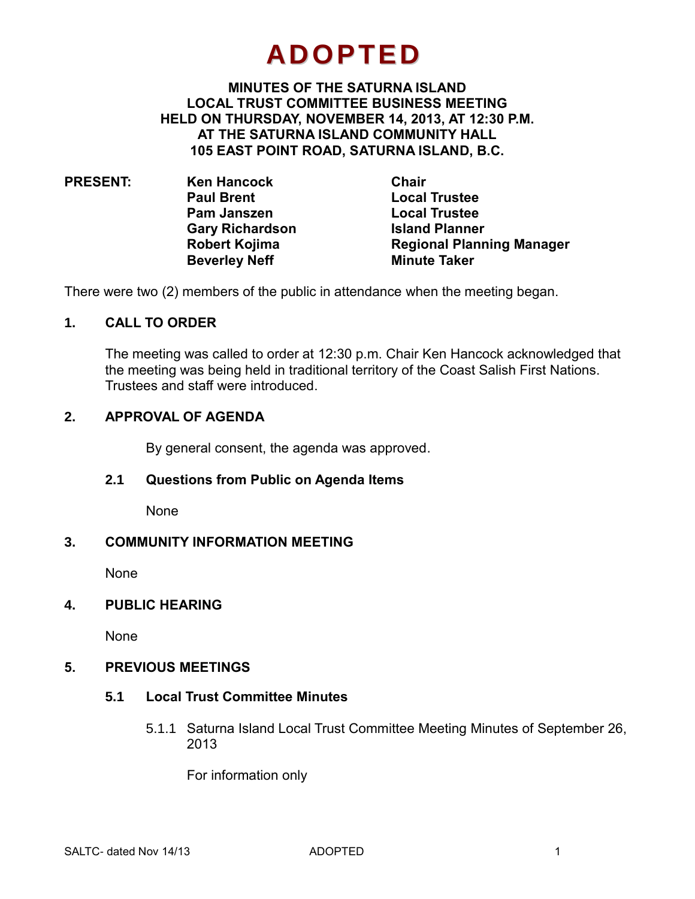# ADOPTED

**MINUTES OF THE SATURNA ISLAND LOCAL TRUST COMMITTEE BUSINESS MEETING HELD ON THURSDAY, NOVEMBER 14, 2013, AT 12:30 P.M. AT THE SATURNA ISLAND COMMUNITY HALL 105 EAST POINT ROAD, SATURNA ISLAND, B.C.**

| **PRESENT:** | **Ken Hancock** | **Chair** |
|---|---|---|
| | **Paul Brent** | **Local Trustee** |
| | **Pam Janszen** | **Local Trustee** |
| | **Gary Richardson** | **Island Planner** |
| | **Robert Kojima** | **Regional Planning Manager** |
| | **Beverley Neff** | **Minute Taker** |

There were two (2) members of the public in attendance when the meeting began.

## 1. CALL TO ORDER

The meeting was called to order at 12:30 p.m. Chair Ken Hancock acknowledged that the meeting was being held in traditional territory of the Coast Salish First Nations. Trustees and staff were introduced.

## 2. APPROVAL OF AGENDA

By general consent, the agenda was approved.

### 2.1 Questions from Public on Agenda Items

None

## 3. COMMUNITY INFORMATION MEETING

None

## 4. PUBLIC HEARING

None

## 5. PREVIOUS MEETINGS

### 5.1 Local Trust Committee Minutes

5.1.1 Saturna Island Local Trust Committee Meeting Minutes of September 26, 2013

For information only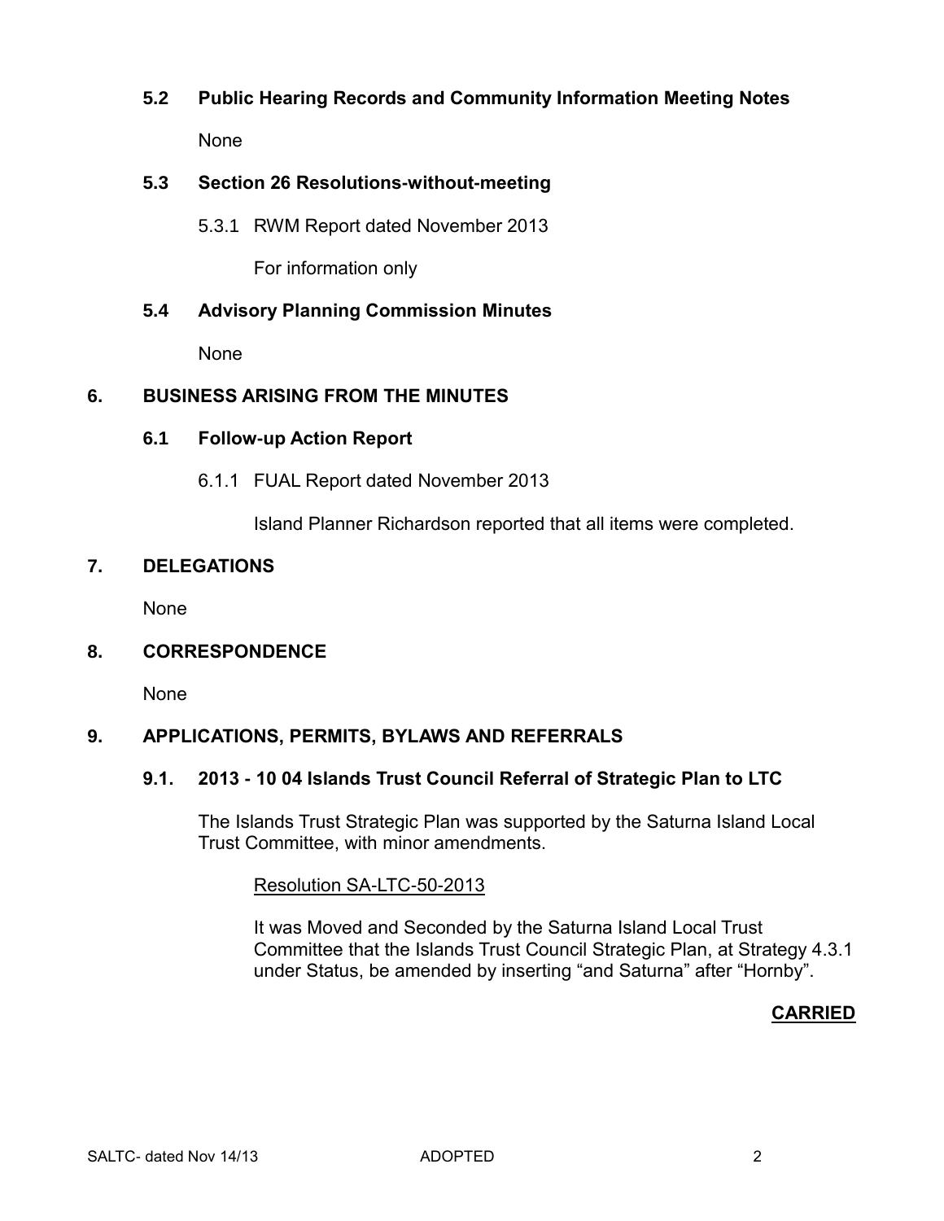### 5.2 Public Hearing Records and Community Information Meeting Notes

None

### 5.3 Section 26 Resolutions-without-meeting

5.3.1 RWM Report dated November 2013

For information only

### 5.4 Advisory Planning Commission Minutes

None

## 6. BUSINESS ARISING FROM THE MINUTES

### 6.1 Follow-up Action Report

6.1.1 FUAL Report dated November 2013

Island Planner Richardson reported that all items were completed.

## 7. DELEGATIONS

None

## 8. CORRESPONDENCE

None

## 9. APPLICATIONS, PERMITS, BYLAWS AND REFERRALS

### 9.1. 2013 - 10 04 Islands Trust Council Referral of Strategic Plan to LTC

The Islands Trust Strategic Plan was supported by the Saturna Island Local Trust Committee, with minor amendments.

Resolution SA-LTC-50-2013

It was Moved and Seconded by the Saturna Island Local Trust Committee that the Islands Trust Council Strategic Plan, at Strategy 4.3.1 under Status, be amended by inserting "and Saturna" after "Hornby".

**CARRIED**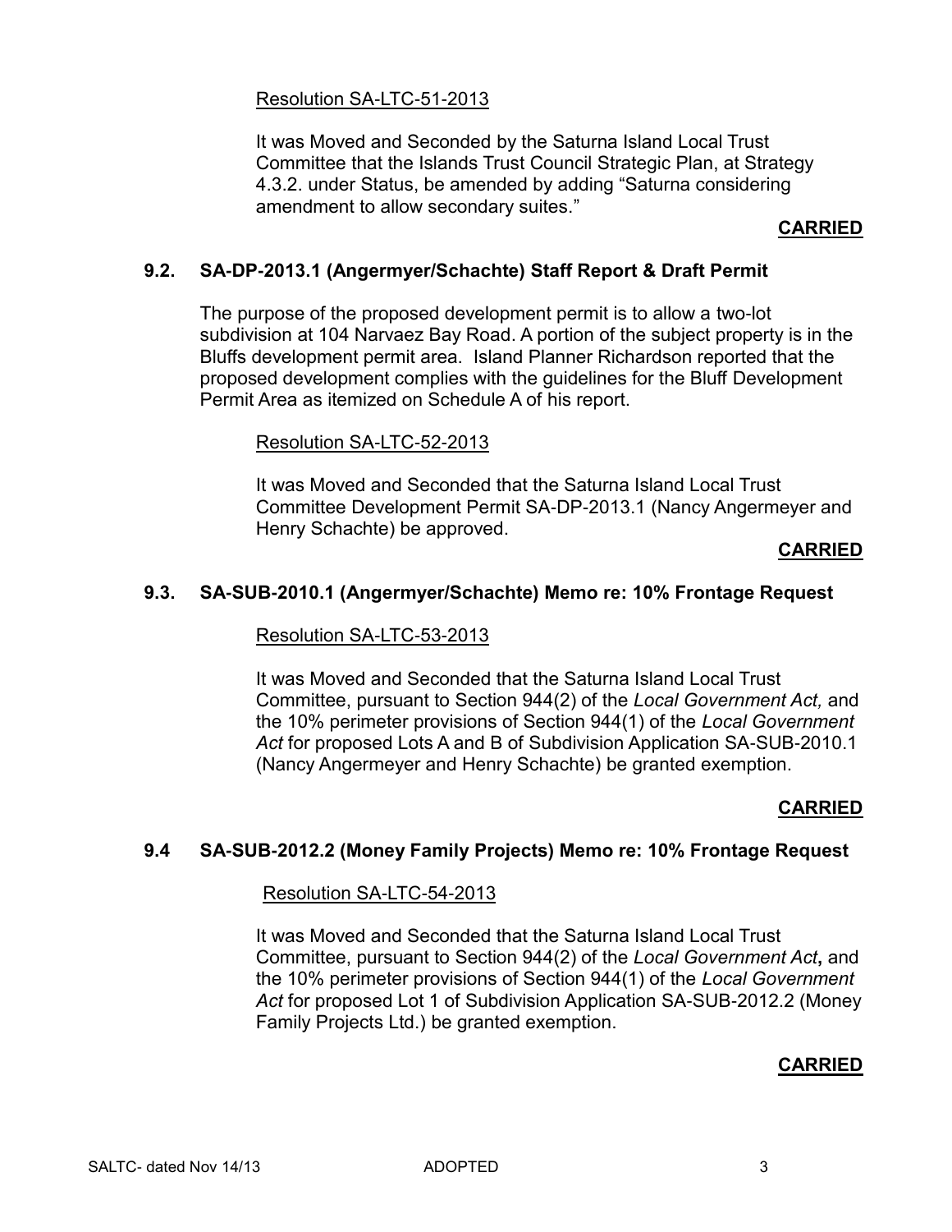Resolution SA-LTC-51-2013

It was Moved and Seconded by the Saturna Island Local Trust Committee that the Islands Trust Council Strategic Plan, at Strategy 4.3.2. under Status, be amended by adding "Saturna considering amendment to allow secondary suites."

**CARRIED**

### 9.2. SA-DP-2013.1 (Angermyer/Schachte) Staff Report & Draft Permit

The purpose of the proposed development permit is to allow a two-lot subdivision at 104 Narvaez Bay Road. A portion of the subject property is in the Bluffs development permit area. Island Planner Richardson reported that the proposed development complies with the guidelines for the Bluff Development Permit Area as itemized on Schedule A of his report.

Resolution SA-LTC-52-2013

It was Moved and Seconded that the Saturna Island Local Trust Committee Development Permit SA-DP-2013.1 (Nancy Angermeyer and Henry Schachte) be approved.

**CARRIED**

### 9.3. SA-SUB-2010.1 (Angermyer/Schachte) Memo re: 10% Frontage Request

Resolution SA-LTC-53-2013

It was Moved and Seconded that the Saturna Island Local Trust Committee, pursuant to Section 944(2) of the *Local Government Act,* and the 10% perimeter provisions of Section 944(1) of the *Local Government Act* for proposed Lots A and B of Subdivision Application SA-SUB-2010.1 (Nancy Angermeyer and Henry Schachte) be granted exemption.

**CARRIED**

### 9.4 SA-SUB-2012.2 (Money Family Projects) Memo re: 10% Frontage Request

Resolution SA-LTC-54-2013

It was Moved and Seconded that the Saturna Island Local Trust Committee, pursuant to Section 944(2) of the *Local Government Act***,** and the 10% perimeter provisions of Section 944(1) of the *Local Government Act* for proposed Lot 1 of Subdivision Application SA-SUB-2012.2 (Money Family Projects Ltd.) be granted exemption.

**CARRIED**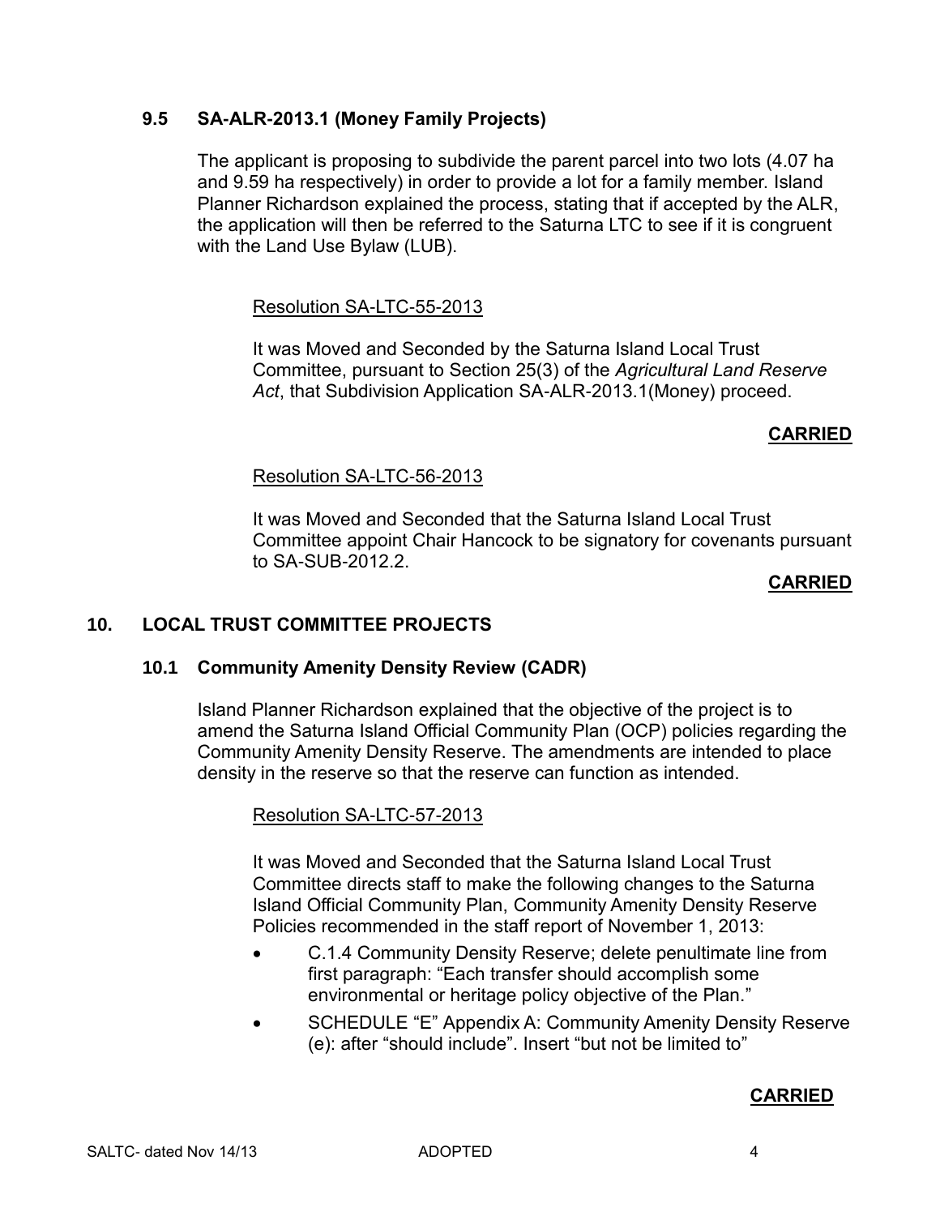### 9.5 SA-ALR-2013.1 (Money Family Projects)

The applicant is proposing to subdivide the parent parcel into two lots (4.07 ha and 9.59 ha respectively) in order to provide a lot for a family member. Island Planner Richardson explained the process, stating that if accepted by the ALR, the application will then be referred to the Saturna LTC to see if it is congruent with the Land Use Bylaw (LUB).

Resolution SA-LTC-55-2013

It was Moved and Seconded by the Saturna Island Local Trust Committee, pursuant to Section 25(3) of the *Agricultural Land Reserve Act*, that Subdivision Application SA-ALR-2013.1(Money) proceed.

**CARRIED**

Resolution SA-LTC-56-2013

It was Moved and Seconded that the Saturna Island Local Trust Committee appoint Chair Hancock to be signatory for covenants pursuant to SA-SUB-2012.2.

**CARRIED**

## 10. LOCAL TRUST COMMITTEE PROJECTS

### 10.1 Community Amenity Density Review (CADR)

Island Planner Richardson explained that the objective of the project is to amend the Saturna Island Official Community Plan (OCP) policies regarding the Community Amenity Density Reserve. The amendments are intended to place density in the reserve so that the reserve can function as intended.

Resolution SA-LTC-57-2013

It was Moved and Seconded that the Saturna Island Local Trust Committee directs staff to make the following changes to the Saturna Island Official Community Plan, Community Amenity Density Reserve Policies recommended in the staff report of November 1, 2013:

- C.1.4 Community Density Reserve; delete penultimate line from first paragraph: "Each transfer should accomplish some environmental or heritage policy objective of the Plan."
- SCHEDULE "E" Appendix A: Community Amenity Density Reserve (e): after "should include". Insert "but not be limited to"

**CARRIED**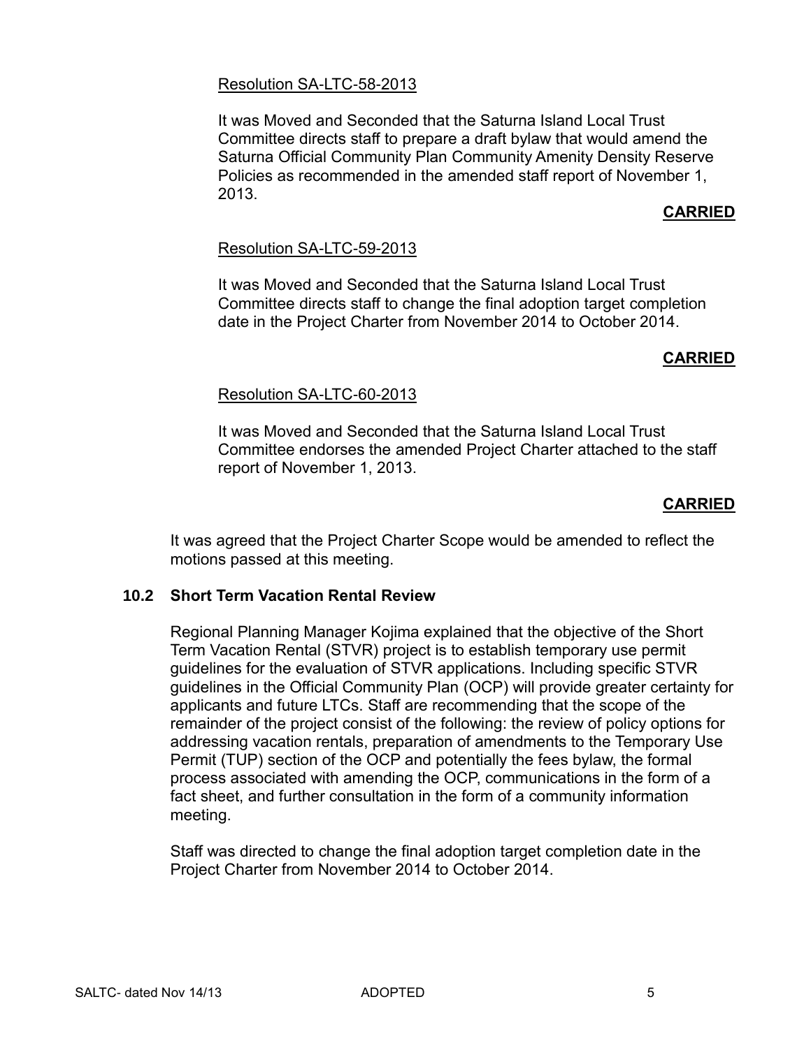Resolution SA-LTC-58-2013

It was Moved and Seconded that the Saturna Island Local Trust Committee directs staff to prepare a draft bylaw that would amend the Saturna Official Community Plan Community Amenity Density Reserve Policies as recommended in the amended staff report of November 1, 2013.

**CARRIED**

Resolution SA-LTC-59-2013

It was Moved and Seconded that the Saturna Island Local Trust Committee directs staff to change the final adoption target completion date in the Project Charter from November 2014 to October 2014.

**CARRIED**

Resolution SA-LTC-60-2013

It was Moved and Seconded that the Saturna Island Local Trust Committee endorses the amended Project Charter attached to the staff report of November 1, 2013.

**CARRIED**

It was agreed that the Project Charter Scope would be amended to reflect the motions passed at this meeting.

### 10.2 Short Term Vacation Rental Review

Regional Planning Manager Kojima explained that the objective of the Short Term Vacation Rental (STVR) project is to establish temporary use permit guidelines for the evaluation of STVR applications. Including specific STVR guidelines in the Official Community Plan (OCP) will provide greater certainty for applicants and future LTCs. Staff are recommending that the scope of the remainder of the project consist of the following: the review of policy options for addressing vacation rentals, preparation of amendments to the Temporary Use Permit (TUP) section of the OCP and potentially the fees bylaw, the formal process associated with amending the OCP, communications in the form of a fact sheet, and further consultation in the form of a community information meeting.

Staff was directed to change the final adoption target completion date in the Project Charter from November 2014 to October 2014.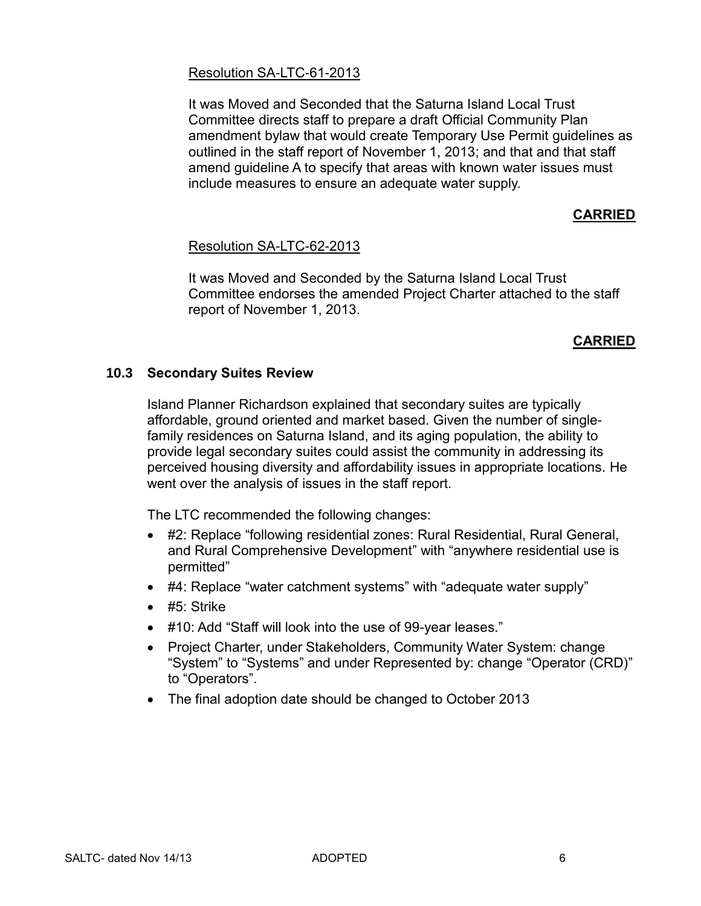Resolution SA-LTC-61-2013

It was Moved and Seconded that the Saturna Island Local Trust Committee directs staff to prepare a draft Official Community Plan amendment bylaw that would create Temporary Use Permit guidelines as outlined in the staff report of November 1, 2013; and that and that staff amend guideline A to specify that areas with known water issues must include measures to ensure an adequate water supply.

**CARRIED**

Resolution SA-LTC-62-2013

It was Moved and Seconded by the Saturna Island Local Trust Committee endorses the amended Project Charter attached to the staff report of November 1, 2013.

**CARRIED**

### 10.3 Secondary Suites Review

Island Planner Richardson explained that secondary suites are typically affordable, ground oriented and market based. Given the number of single-family residences on Saturna Island, and its aging population, the ability to provide legal secondary suites could assist the community in addressing its perceived housing diversity and affordability issues in appropriate locations. He went over the analysis of issues in the staff report.

The LTC recommended the following changes:

- #2: Replace "following residential zones: Rural Residential, Rural General, and Rural Comprehensive Development" with "anywhere residential use is permitted"
- #4: Replace "water catchment systems" with "adequate water supply"
- #5: Strike
- #10: Add "Staff will look into the use of 99-year leases."
- Project Charter, under Stakeholders, Community Water System: change "System" to "Systems" and under Represented by: change "Operator (CRD)" to "Operators".
- The final adoption date should be changed to October 2013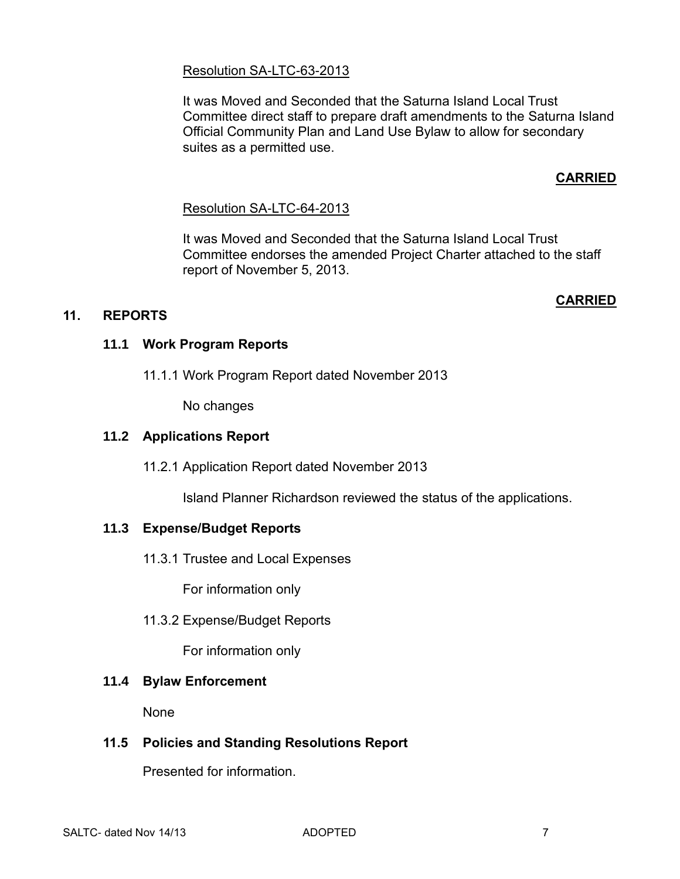Resolution SA-LTC-63-2013

It was Moved and Seconded that the Saturna Island Local Trust Committee direct staff to prepare draft amendments to the Saturna Island Official Community Plan and Land Use Bylaw to allow for secondary suites as a permitted use.

**CARRIED**

Resolution SA-LTC-64-2013

It was Moved and Seconded that the Saturna Island Local Trust Committee endorses the amended Project Charter attached to the staff report of November 5, 2013.

**CARRIED**

## 11. REPORTS

### 11.1 Work Program Reports

11.1.1 Work Program Report dated November 2013

No changes

### 11.2 Applications Report

11.2.1 Application Report dated November 2013

Island Planner Richardson reviewed the status of the applications.

### 11.3 Expense/Budget Reports

11.3.1 Trustee and Local Expenses

For information only

11.3.2 Expense/Budget Reports

For information only

### 11.4 Bylaw Enforcement

None

### 11.5 Policies and Standing Resolutions Report

Presented for information.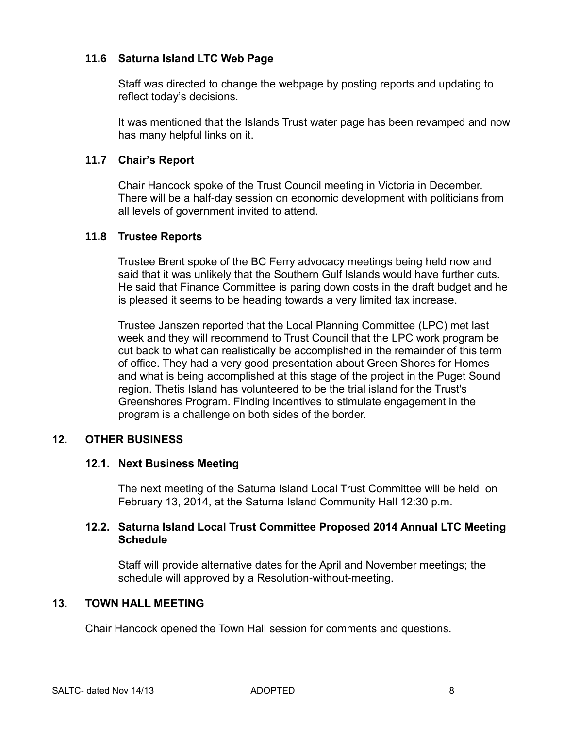### 11.6 Saturna Island LTC Web Page

Staff was directed to change the webpage by posting reports and updating to reflect today's decisions.

It was mentioned that the Islands Trust water page has been revamped and now has many helpful links on it.

### 11.7 Chair's Report

Chair Hancock spoke of the Trust Council meeting in Victoria in December. There will be a half-day session on economic development with politicians from all levels of government invited to attend.

### 11.8 Trustee Reports

Trustee Brent spoke of the BC Ferry advocacy meetings being held now and said that it was unlikely that the Southern Gulf Islands would have further cuts. He said that Finance Committee is paring down costs in the draft budget and he is pleased it seems to be heading towards a very limited tax increase.

Trustee Janszen reported that the Local Planning Committee (LPC) met last week and they will recommend to Trust Council that the LPC work program be cut back to what can realistically be accomplished in the remainder of this term of office. They had a very good presentation about Green Shores for Homes and what is being accomplished at this stage of the project in the Puget Sound region. Thetis Island has volunteered to be the trial island for the Trust's Greenshores Program. Finding incentives to stimulate engagement in the program is a challenge on both sides of the border.

## 12. OTHER BUSINESS

### 12.1. Next Business Meeting

The next meeting of the Saturna Island Local Trust Committee will be held on February 13, 2014, at the Saturna Island Community Hall 12:30 p.m.

### 12.2. Saturna Island Local Trust Committee Proposed 2014 Annual LTC Meeting Schedule

Staff will provide alternative dates for the April and November meetings; the schedule will approved by a Resolution-without-meeting.

## 13. TOWN HALL MEETING

Chair Hancock opened the Town Hall session for comments and questions.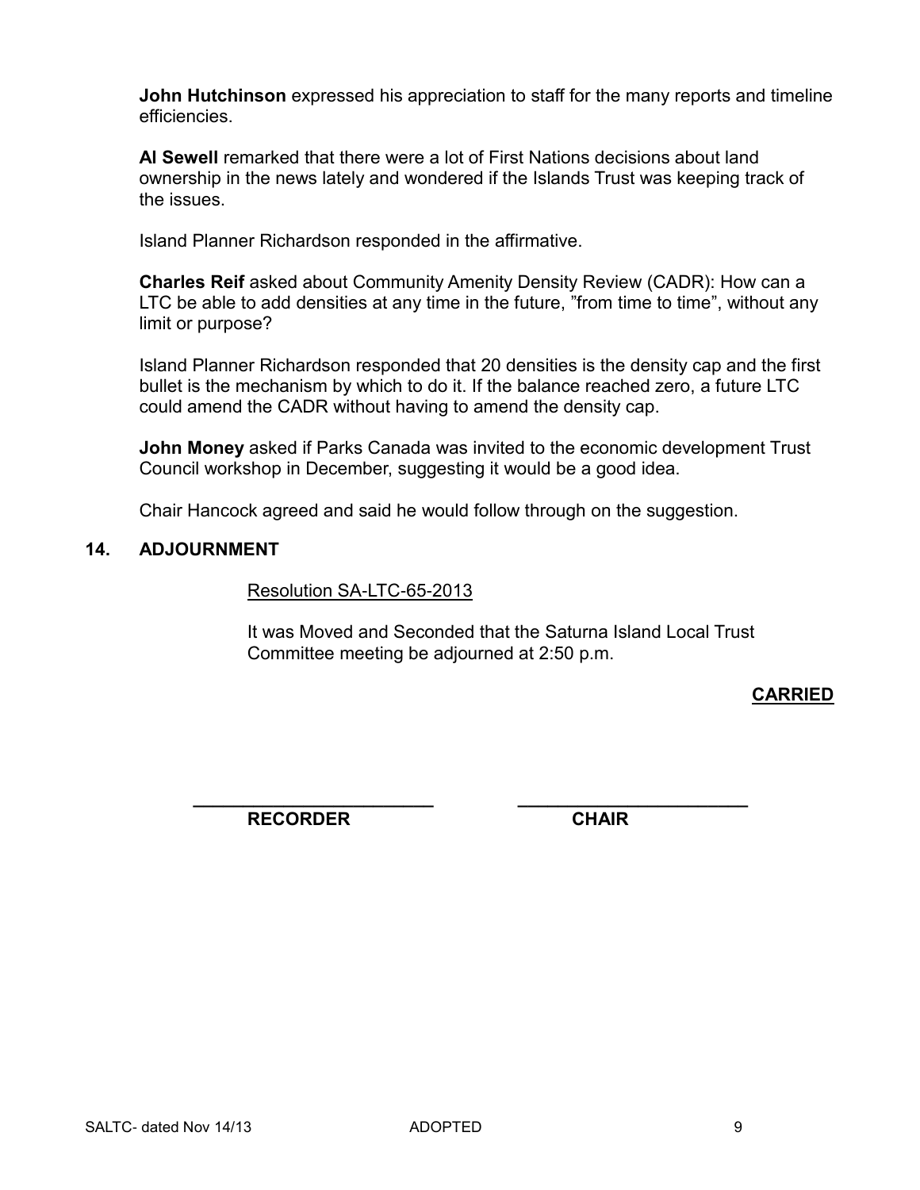**John Hutchinson** expressed his appreciation to staff for the many reports and timeline efficiencies.

**Al Sewell** remarked that there were a lot of First Nations decisions about land ownership in the news lately and wondered if the Islands Trust was keeping track of the issues.

Island Planner Richardson responded in the affirmative.

**Charles Reif** asked about Community Amenity Density Review (CADR): How can a LTC be able to add densities at any time in the future, "from time to time", without any limit or purpose?

Island Planner Richardson responded that 20 densities is the density cap and the first bullet is the mechanism by which to do it. If the balance reached zero, a future LTC could amend the CADR without having to amend the density cap.

**John Money** asked if Parks Canada was invited to the economic development Trust Council workshop in December, suggesting it would be a good idea.

Chair Hancock agreed and said he would follow through on the suggestion.

## 14. ADJOURNMENT

Resolution SA-LTC-65-2013

It was Moved and Seconded that the Saturna Island Local Trust Committee meeting be adjourned at 2:50 p.m.

**CARRIED**

________________________ ________________________

**RECORDER** **CHAIR**